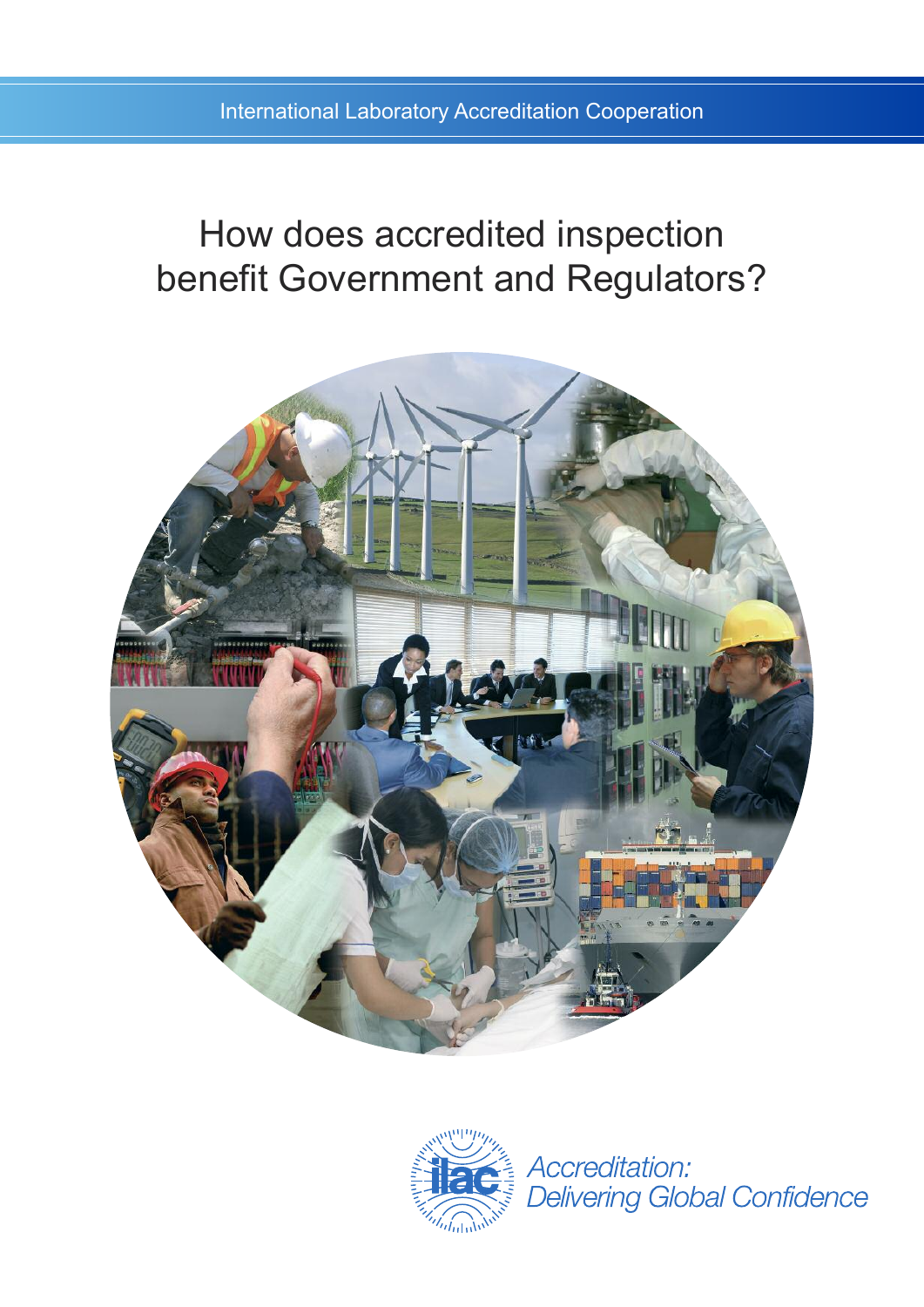International Laboratory Accreditation Cooperation

# How does accredited inspection benefit Government and Regulators?

ilac

*Accreditation: Delivering Global Confidence*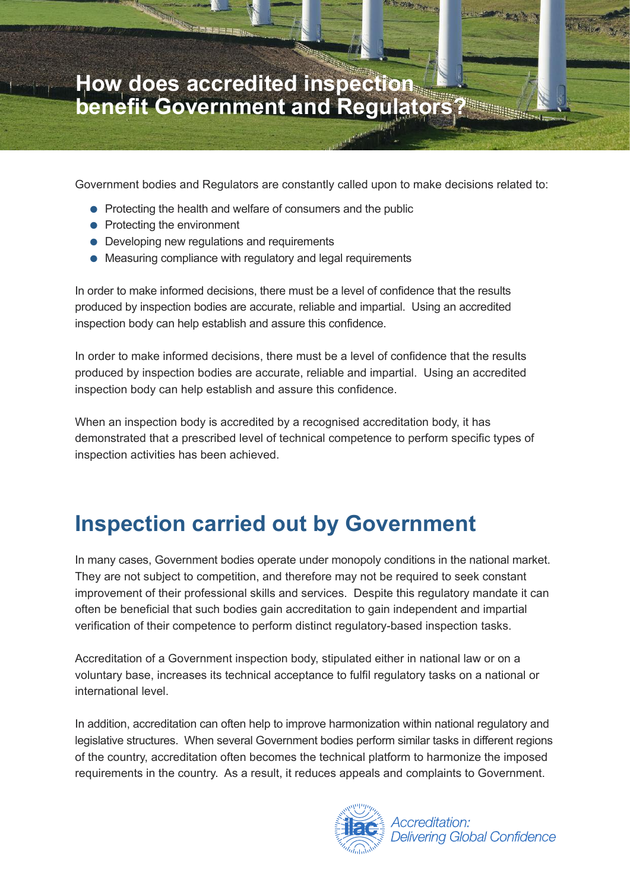# How does accredited inspection benefit Government and Regulators?

Government bodies and Regulators are constantly called upon to make decisions related to:

- Protecting the health and welfare of consumers and the public
- Protecting the environment
- Developing new regulations and requirements
- Measuring compliance with regulatory and legal requirements

In order to make informed decisions, there must be a level of confidence that the results produced by inspection bodies are accurate, reliable and impartial. Using an accredited inspection body can help establish and assure this confidence.

In order to make informed decisions, there must be a level of confidence that the results produced by inspection bodies are accurate, reliable and impartial. Using an accredited inspection body can help establish and assure this confidence.

When an inspection body is accredited by a recognised accreditation body, it has demonstrated that a prescribed level of technical competence to perform specific types of inspection activities has been achieved.

## Inspection carried out by Government

In many cases, Government bodies operate under monopoly conditions in the national market. They are not subject to competition, and therefore may not be required to seek constant improvement of their professional skills and services. Despite this regulatory mandate it can often be beneficial that such bodies gain accreditation to gain independent and impartial verification of their competence to perform distinct regulatory-based inspection tasks.

Accreditation of a Government inspection body, stipulated either in national law or on a voluntary base, increases its technical acceptance to fulfil regulatory tasks on a national or international level.

In addition, accreditation can often help to improve harmonization within national regulatory and legislative structures. When several Government bodies perform similar tasks in different regions of the country, accreditation often becomes the technical platform to harmonize the imposed requirements in the country. As a result, it reduces appeals and complaints to Government.

ilac *Accreditation: Delivering Global Confidence*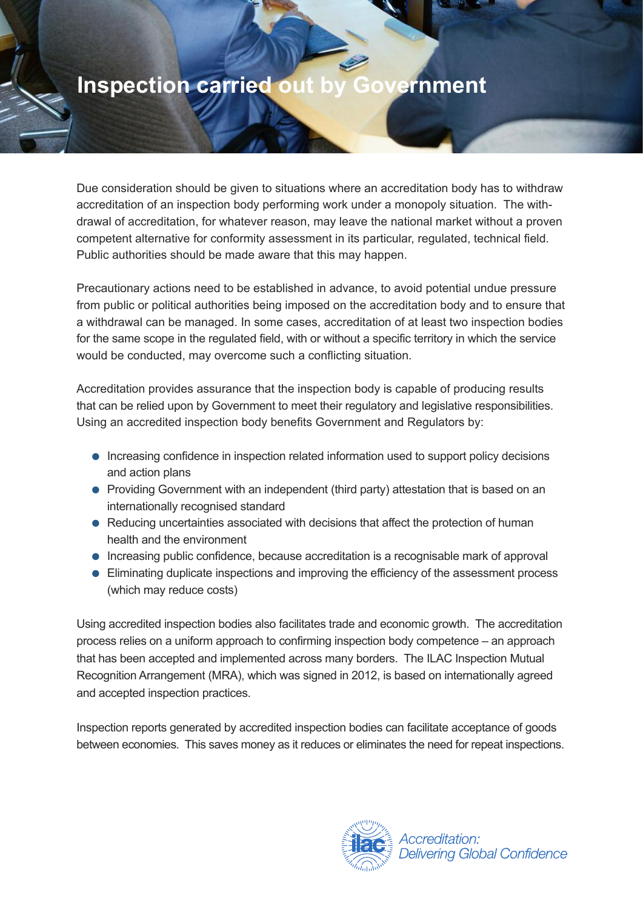# Inspection carried out by Government

Due consideration should be given to situations where an accreditation body has to withdraw accreditation of an inspection body performing work under a monopoly situation. The withdrawal of accreditation, for whatever reason, may leave the national market without a proven competent alternative for conformity assessment in its particular, regulated, technical field. Public authorities should be made aware that this may happen.

Precautionary actions need to be established in advance, to avoid potential undue pressure from public or political authorities being imposed on the accreditation body and to ensure that a withdrawal can be managed. In some cases, accreditation of at least two inspection bodies for the same scope in the regulated field, with or without a specific territory in which the service would be conducted, may overcome such a conflicting situation.

Accreditation provides assurance that the inspection body is capable of producing results that can be relied upon by Government to meet their regulatory and legislative responsibilities. Using an accredited inspection body benefits Government and Regulators by:

- Increasing confidence in inspection related information used to support policy decisions and action plans
- Providing Government with an independent (third party) attestation that is based on an internationally recognised standard
- Reducing uncertainties associated with decisions that affect the protection of human health and the environment
- Increasing public confidence, because accreditation is a recognisable mark of approval
- Eliminating duplicate inspections and improving the efficiency of the assessment process (which may reduce costs)

Using accredited inspection bodies also facilitates trade and economic growth. The accreditation process relies on a uniform approach to confirming inspection body competence – an approach that has been accepted and implemented across many borders. The ILAC Inspection Mutual Recognition Arrangement (MRA), which was signed in 2012, is based on internationally agreed and accepted inspection practices.

Inspection reports generated by accredited inspection bodies can facilitate acceptance of goods between economies. This saves money as it reduces or eliminates the need for repeat inspections.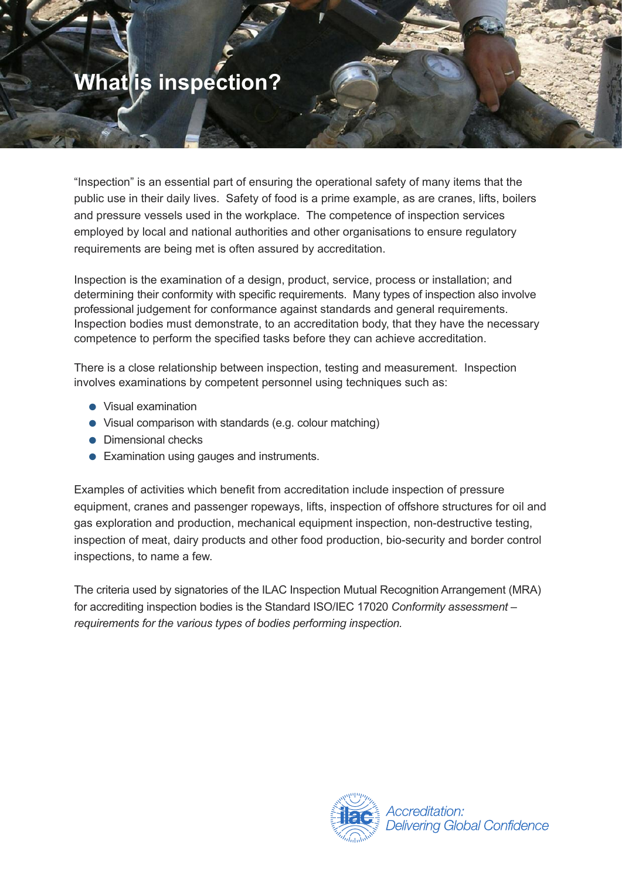# What is inspection?

"Inspection" is an essential part of ensuring the operational safety of many items that the public use in their daily lives. Safety of food is a prime example, as are cranes, lifts, boilers and pressure vessels used in the workplace. The competence of inspection services employed by local and national authorities and other organisations to ensure regulatory requirements are being met is often assured by accreditation.

Inspection is the examination of a design, product, service, process or installation; and determining their conformity with specific requirements. Many types of inspection also involve professional judgement for conformance against standards and general requirements. Inspection bodies must demonstrate, to an accreditation body, that they have the necessary competence to perform the specified tasks before they can achieve accreditation.

There is a close relationship between inspection, testing and measurement. Inspection involves examinations by competent personnel using techniques such as:

- Visual examination
- Visual comparison with standards (e.g. colour matching)
- Dimensional checks
- Examination using gauges and instruments.

Examples of activities which benefit from accreditation include inspection of pressure equipment, cranes and passenger ropeways, lifts, inspection of offshore structures for oil and gas exploration and production, mechanical equipment inspection, non-destructive testing, inspection of meat, dairy products and other food production, bio-security and border control inspections, to name a few.

The criteria used by signatories of the ILAC Inspection Mutual Recognition Arrangement (MRA) for accrediting inspection bodies is the Standard ISO/IEC 17020 *Conformity assessment – requirements for the various types of bodies performing inspection.*

ilac *Accreditation: Delivering Global Confidence*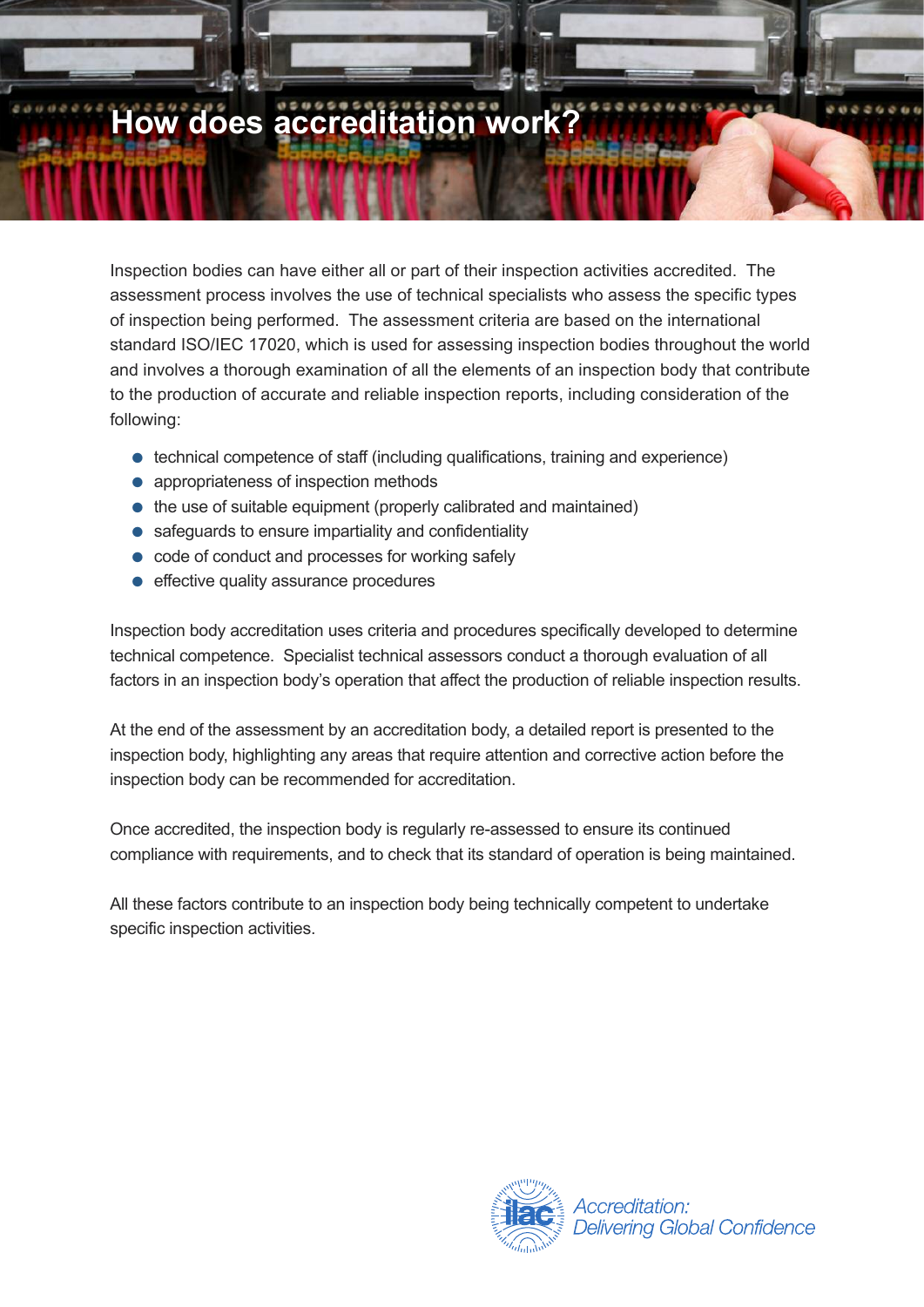# How does accreditation work?

Inspection bodies can have either all or part of their inspection activities accredited. The assessment process involves the use of technical specialists who assess the specific types of inspection being performed. The assessment criteria are based on the international standard ISO/IEC 17020, which is used for assessing inspection bodies throughout the world and involves a thorough examination of all the elements of an inspection body that contribute to the production of accurate and reliable inspection reports, including consideration of the following:

- technical competence of staff (including qualifications, training and experience)
- appropriateness of inspection methods
- the use of suitable equipment (properly calibrated and maintained)
- safeguards to ensure impartiality and confidentiality
- code of conduct and processes for working safely
- effective quality assurance procedures

Inspection body accreditation uses criteria and procedures specifically developed to determine technical competence. Specialist technical assessors conduct a thorough evaluation of all factors in an inspection body's operation that affect the production of reliable inspection results.

At the end of the assessment by an accreditation body, a detailed report is presented to the inspection body, highlighting any areas that require attention and corrective action before the inspection body can be recommended for accreditation.

Once accredited, the inspection body is regularly re-assessed to ensure its continued compliance with requirements, and to check that its standard of operation is being maintained.

All these factors contribute to an inspection body being technically competent to undertake specific inspection activities.

ilac *Accreditation: Delivering Global Confidence*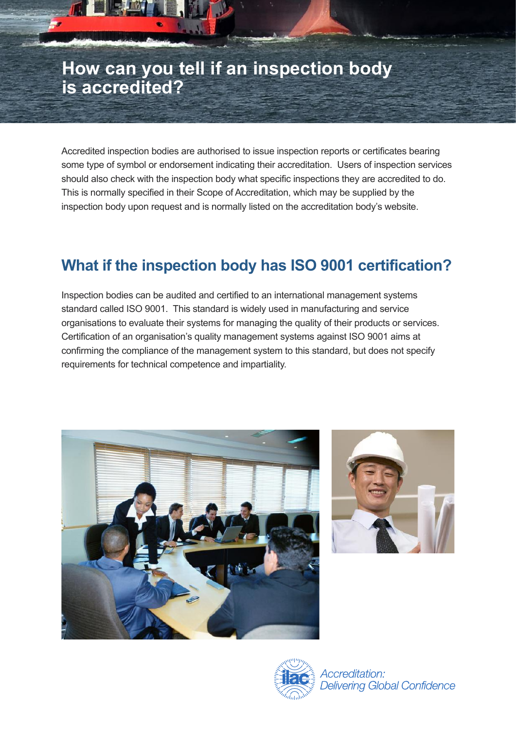# How can you tell if an inspection body is accredited?

Accredited inspection bodies are authorised to issue inspection reports or certificates bearing some type of symbol or endorsement indicating their accreditation. Users of inspection services should also check with the inspection body what specific inspections they are accredited to do. This is normally specified in their Scope of Accreditation, which may be supplied by the inspection body upon request and is normally listed on the accreditation body's website.

## What if the inspection body has ISO 9001 certification?

Inspection bodies can be audited and certified to an international management systems standard called ISO 9001. This standard is widely used in manufacturing and service organisations to evaluate their systems for managing the quality of their products or services. Certification of an organisation's quality management systems against ISO 9001 aims at confirming the compliance of the management system to this standard, but does not specify requirements for technical competence and impartiality.

*Accreditation: Delivering Global Confidence*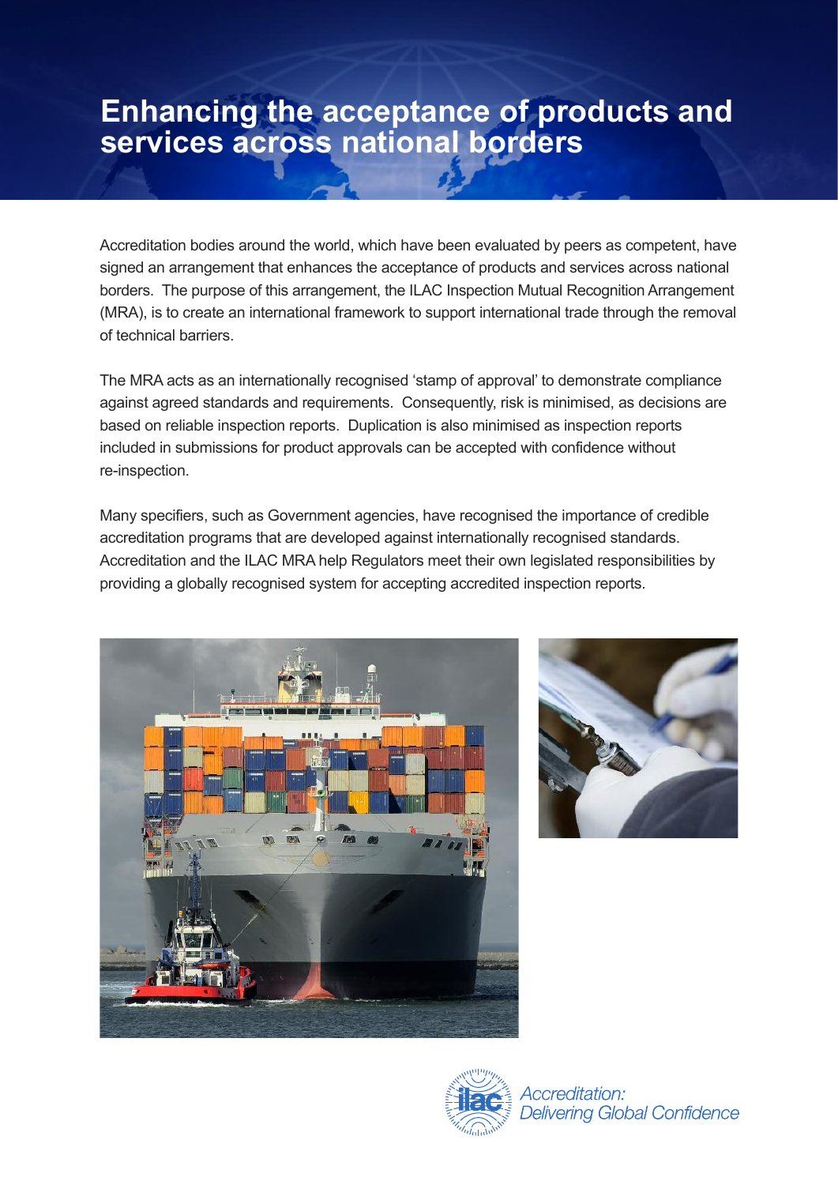# Enhancing the acceptance of products and services across national borders

Accreditation bodies around the world, which have been evaluated by peers as competent, have signed an arrangement that enhances the acceptance of products and services across national borders. The purpose of this arrangement, the ILAC Inspection Mutual Recognition Arrangement (MRA), is to create an international framework to support international trade through the removal of technical barriers.

The MRA acts as an internationally recognised 'stamp of approval' to demonstrate compliance against agreed standards and requirements. Consequently, risk is minimised, as decisions are based on reliable inspection reports. Duplication is also minimised as inspection reports included in submissions for product approvals can be accepted with confidence without re-inspection.

Many specifiers, such as Government agencies, have recognised the importance of credible accreditation programs that are developed against internationally recognised standards. Accreditation and the ILAC MRA help Regulators meet their own legislated responsibilities by providing a globally recognised system for accepting accredited inspection reports.

*Accreditation: Delivering Global Confidence*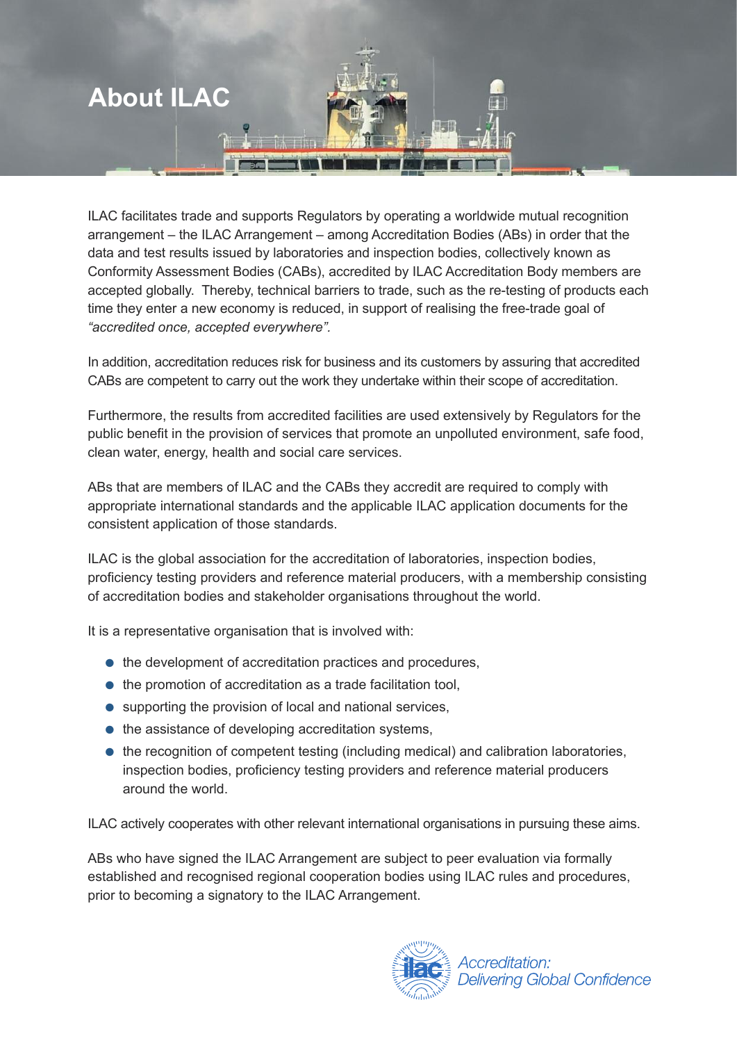# About ILAC

ILAC facilitates trade and supports Regulators by operating a worldwide mutual recognition arrangement – the ILAC Arrangement – among Accreditation Bodies (ABs) in order that the data and test results issued by laboratories and inspection bodies, collectively known as Conformity Assessment Bodies (CABs), accredited by ILAC Accreditation Body members are accepted globally. Thereby, technical barriers to trade, such as the re-testing of products each time they enter a new economy is reduced, in support of realising the free-trade goal of *"accredited once, accepted everywhere"*.

In addition, accreditation reduces risk for business and its customers by assuring that accredited CABs are competent to carry out the work they undertake within their scope of accreditation.

Furthermore, the results from accredited facilities are used extensively by Regulators for the public benefit in the provision of services that promote an unpolluted environment, safe food, clean water, energy, health and social care services.

ABs that are members of ILAC and the CABs they accredit are required to comply with appropriate international standards and the applicable ILAC application documents for the consistent application of those standards.

ILAC is the global association for the accreditation of laboratories, inspection bodies, proficiency testing providers and reference material producers, with a membership consisting of accreditation bodies and stakeholder organisations throughout the world.

It is a representative organisation that is involved with:

- the development of accreditation practices and procedures,
- the promotion of accreditation as a trade facilitation tool,
- supporting the provision of local and national services,
- the assistance of developing accreditation systems,
- the recognition of competent testing (including medical) and calibration laboratories, inspection bodies, proficiency testing providers and reference material producers around the world.

ILAC actively cooperates with other relevant international organisations in pursuing these aims.

ABs who have signed the ILAC Arrangement are subject to peer evaluation via formally established and recognised regional cooperation bodies using ILAC rules and procedures, prior to becoming a signatory to the ILAC Arrangement.

ilac *Accreditation: Delivering Global Confidence*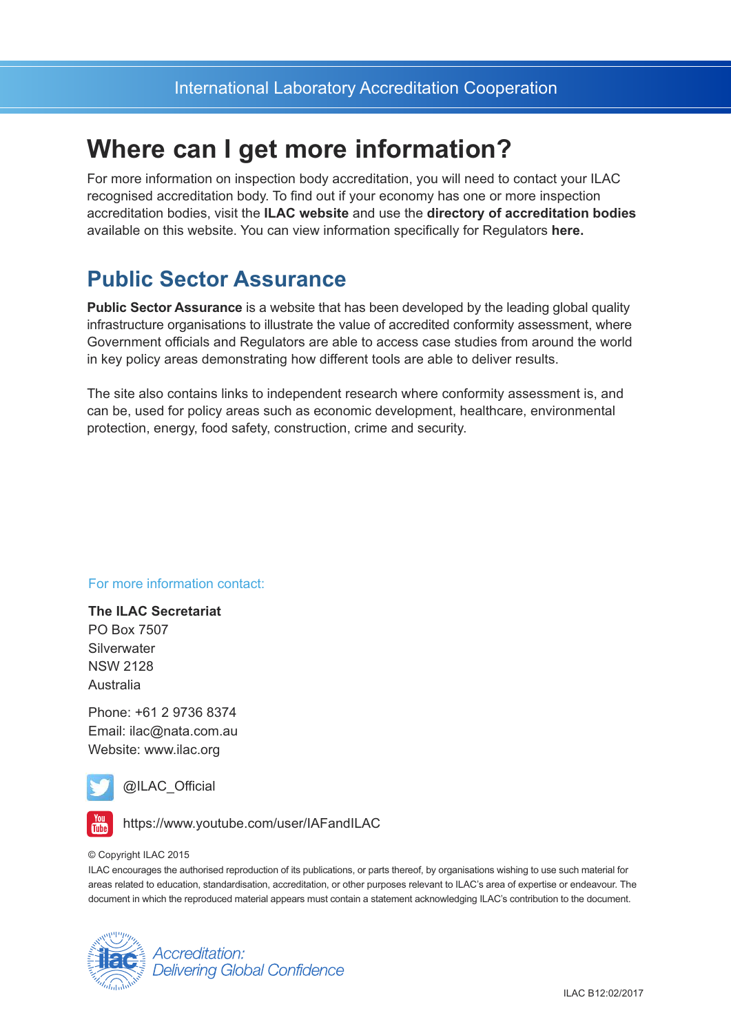International Laboratory Accreditation Cooperation

# Where can I get more information?

For more information on inspection body accreditation, you will need to contact your ILAC recognised accreditation body. To find out if your economy has one or more inspection accreditation bodies, visit the **ILAC website** and use the **directory of accreditation bodies** available on this website. You can view information specifically for Regulators **here.**

## Public Sector Assurance

**Public Sector Assurance** is a website that has been developed by the leading global quality infrastructure organisations to illustrate the value of accredited conformity assessment, where Government officials and Regulators are able to access case studies from around the world in key policy areas demonstrating how different tools are able to deliver results.

The site also contains links to independent research where conformity assessment is, and can be, used for policy areas such as economic development, healthcare, environmental protection, energy, food safety, construction, crime and security.

For more information contact:

**The ILAC Secretariat**
PO Box 7507
Silverwater
NSW 2128
Australia

Phone: +61 2 9736 8374
Email: ilac@nata.com.au
Website: www.ilac.org

@ILAC_Official

https://www.youtube.com/user/IAFandILAC

© Copyright ILAC 2015

ILAC encourages the authorised reproduction of its publications, or parts thereof, by organisations wishing to use such material for areas related to education, standardisation, accreditation, or other purposes relevant to ILAC's area of expertise or endeavour. The document in which the reproduced material appears must contain a statement acknowledging ILAC's contribution to the document.

*Accreditation: Delivering Global Confidence*

ILAC B12:02/2017